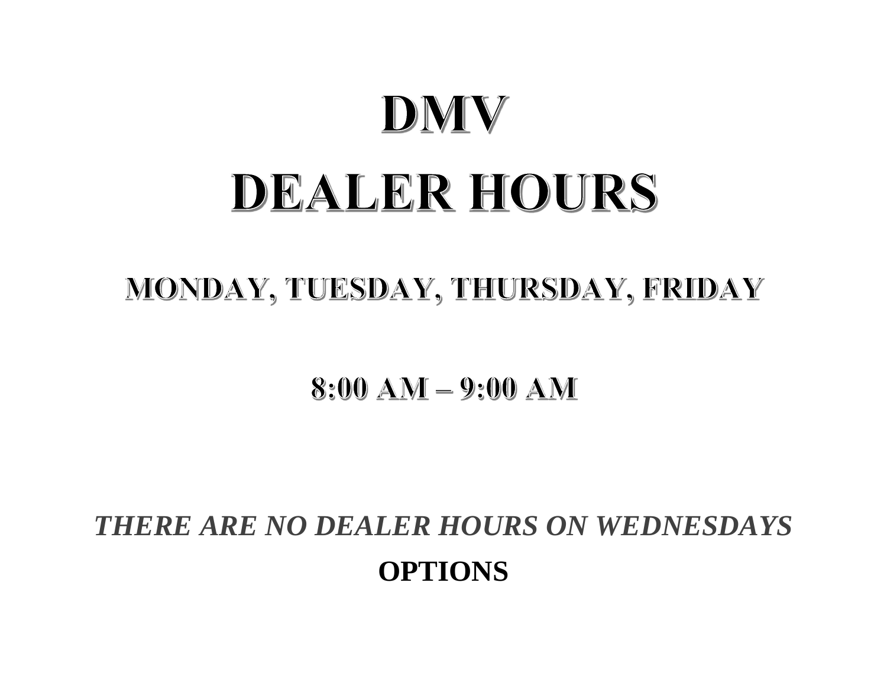# DMV

# DEALER HOURS

## MONDAY, TUESDAY, THURSDAY, FRIDAY

## 8:00 AM – 9:00 AM

***THERE ARE NO DEALER HOURS ON WEDNESDAYS***

**OPTIONS**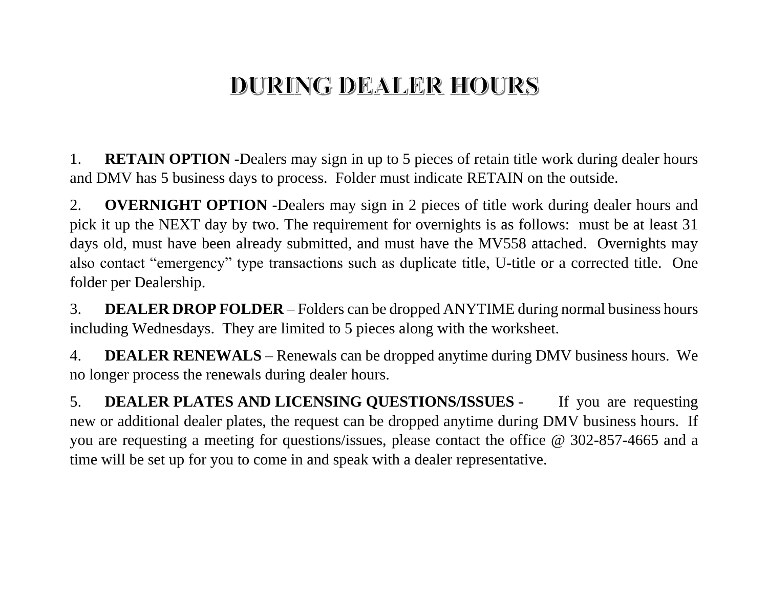# DURING DEALER HOURS

1. **RETAIN OPTION** -Dealers may sign in up to 5 pieces of retain title work during dealer hours and DMV has 5 business days to process. Folder must indicate RETAIN on the outside.

2. **OVERNIGHT OPTION** -Dealers may sign in 2 pieces of title work during dealer hours and pick it up the NEXT day by two. The requirement for overnights is as follows: must be at least 31 days old, must have been already submitted, and must have the MV558 attached. Overnights may also contact "emergency" type transactions such as duplicate title, U-title or a corrected title. One folder per Dealership.

3. **DEALER DROP FOLDER** – Folders can be dropped ANYTIME during normal business hours including Wednesdays. They are limited to 5 pieces along with the worksheet.

4. **DEALER RENEWALS** – Renewals can be dropped anytime during DMV business hours. We no longer process the renewals during dealer hours.

5. **DEALER PLATES AND LICENSING QUESTIONS/ISSUES** - If you are requesting new or additional dealer plates, the request can be dropped anytime during DMV business hours. If you are requesting a meeting for questions/issues, please contact the office @ 302-857-4665 and a time will be set up for you to come in and speak with a dealer representative.